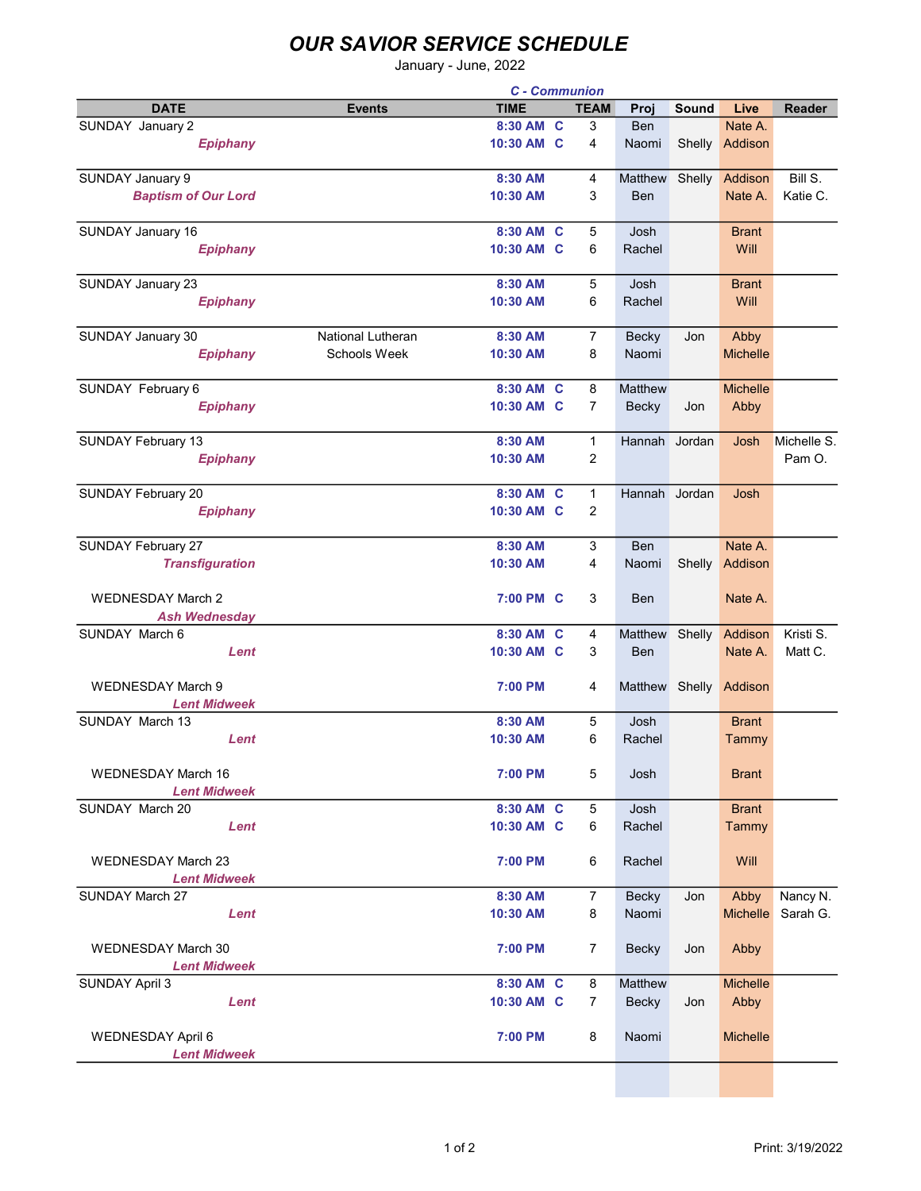# OUR SAVIOR SERVICE SCHEDULE

January - June, 2022

*C - Communion*

| DATE | Events | TIME | | TEAM | Proj | Sound | Live | Reader |
|---|---|---|---|---|---|---|---|---|
| SUNDAY January 2 | | 8:30 AM | C | 3 | Ben | | Nate A. | |
| *Epiphany* | | 10:30 AM | C | 4 | Naomi | Shelly | Addison | |
| SUNDAY January 9 | | 8:30 AM | | 4 | Matthew | Shelly | Addison | Bill S. |
| *Baptism of Our Lord* | | 10:30 AM | | 3 | Ben | | Nate A. | Katie C. |
| SUNDAY January 16 | | 8:30 AM | C | 5 | Josh | | Brant | |
| *Epiphany* | | 10:30 AM | C | 6 | Rachel | | Will | |
| SUNDAY January 23 | | 8:30 AM | | 5 | Josh | | Brant | |
| *Epiphany* | | 10:30 AM | | 6 | Rachel | | Will | |
| SUNDAY January 30 | National Lutheran | 8:30 AM | | 7 | Becky | Jon | Abby | |
| *Epiphany* | Schools Week | 10:30 AM | | 8 | Naomi | | Michelle | |
| SUNDAY February 6 | | 8:30 AM | C | 8 | Matthew | | Michelle | |
| *Epiphany* | | 10:30 AM | C | 7 | Becky | Jon | Abby | |
| SUNDAY February 13 | | 8:30 AM | | 1 | Hannah | Jordan | Josh | Michelle S. |
| *Epiphany* | | 10:30 AM | | 2 | | | | Pam O. |
| SUNDAY February 20 | | 8:30 AM | C | 1 | Hannah | Jordan | Josh | |
| *Epiphany* | | 10:30 AM | C | 2 | | | | |
| SUNDAY February 27 | | 8:30 AM | | 3 | Ben | | Nate A. | |
| *Transfiguration* | | 10:30 AM | | 4 | Naomi | Shelly | Addison | |
| WEDNESDAY March 2 | | 7:00 PM | C | 3 | Ben | | Nate A. | |
| *Ash Wednesday* | | | | | | | | |
| SUNDAY March 6 | | 8:30 AM | C | 4 | Matthew | Shelly | Addison | Kristi S. |
| *Lent* | | 10:30 AM | C | 3 | Ben | | Nate A. | Matt C. |
| WEDNESDAY March 9 | | 7:00 PM | | 4 | Matthew | Shelly | Addison | |
| *Lent Midweek* | | | | | | | | |
| SUNDAY March 13 | | 8:30 AM | | 5 | Josh | | Brant | |
| *Lent* | | 10:30 AM | | 6 | Rachel | | Tammy | |
| WEDNESDAY March 16 | | 7:00 PM | | 5 | Josh | | Brant | |
| *Lent Midweek* | | | | | | | | |
| SUNDAY March 20 | | 8:30 AM | C | 5 | Josh | | Brant | |
| *Lent* | | 10:30 AM | C | 6 | Rachel | | Tammy | |
| WEDNESDAY March 23 | | 7:00 PM | | 6 | Rachel | | Will | |
| *Lent Midweek* | | | | | | | | |
| SUNDAY March 27 | | 8:30 AM | | 7 | Becky | Jon | Abby | Nancy N. |
| *Lent* | | 10:30 AM | | 8 | Naomi | | Michelle | Sarah G. |
| WEDNESDAY March 30 | | 7:00 PM | | 7 | Becky | Jon | Abby | |
| *Lent Midweek* | | | | | | | | |
| SUNDAY April 3 | | 8:30 AM | C | 8 | Matthew | | Michelle | |
| *Lent* | | 10:30 AM | C | 7 | Becky | Jon | Abby | |
| WEDNESDAY April 6 | | 7:00 PM | | 8 | Naomi | | Michelle | |
| *Lent Midweek* | | | | | | | | |

Print: 3/19/2022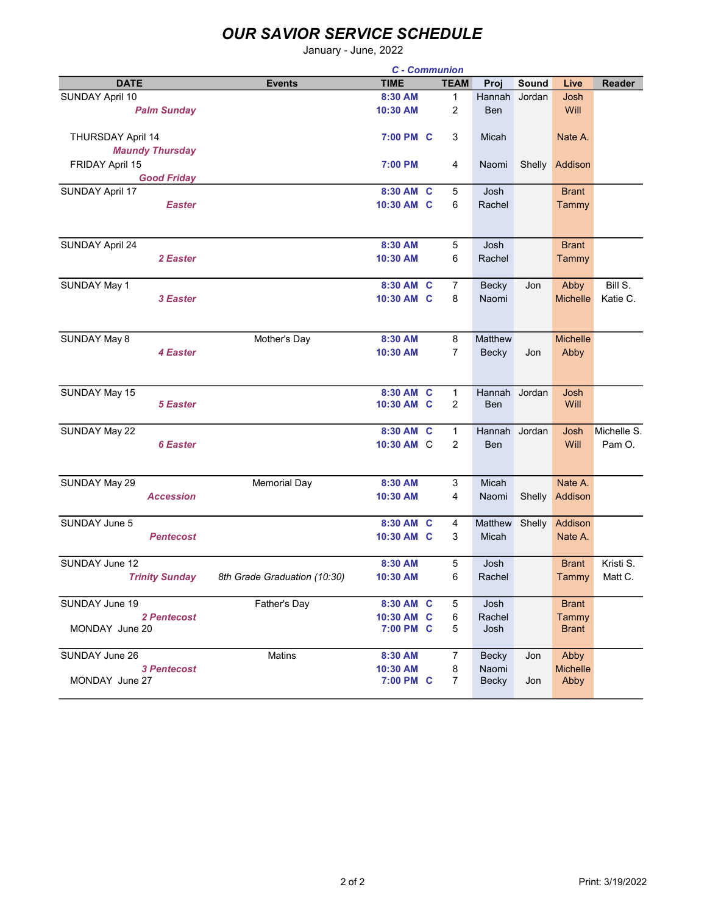# OUR SAVIOR SERVICE SCHEDULE

January - June, 2022

*C - Communion*

| DATE | Events | TIME | | TEAM | Proj | Sound | Live | Reader |
|---|---|---|---|---|---|---|---|---|
| SUNDAY April 10 | | **8:30 AM** | | 1 | Hannah | Jordan | Josh | |
| ***Palm Sunday*** | | **10:30 AM** | | 2 | Ben | | Will | |
| THURSDAY April 14 | | **7:00 PM** | **C** | 3 | Micah | | Nate A. | |
| ***Maundy Thursday*** | | | | | | | | |
| FRIDAY April 15 | | **7:00 PM** | | 4 | Naomi | Shelly | Addison | |
| ***Good Friday*** | | | | | | | | |
| SUNDAY April 17 | | **8:30 AM** | **C** | 5 | Josh | | Brant | |
| ***Easter*** | | **10:30 AM** | **C** | 6 | Rachel | | Tammy | |
| SUNDAY April 24 | | **8:30 AM** | | 5 | Josh | | Brant | |
| ***2 Easter*** | | **10:30 AM** | | 6 | Rachel | | Tammy | |
| SUNDAY May 1 | | **8:30 AM** | **C** | 7 | Becky | Jon | Abby | Bill S. |
| ***3 Easter*** | | **10:30 AM** | **C** | 8 | Naomi | | Michelle | Katie C. |
| SUNDAY May 8 | Mother's Day | **8:30 AM** | | 8 | Matthew | | Michelle | |
| ***4 Easter*** | | **10:30 AM** | | 7 | Becky | Jon | Abby | |
| SUNDAY May 15 | | **8:30 AM** | **C** | 1 | Hannah | Jordan | Josh | |
| ***5 Easter*** | | **10:30 AM** | **C** | 2 | Ben | | Will | |
| SUNDAY May 22 | | **8:30 AM** | **C** | 1 | Hannah | Jordan | Josh | Michelle S. |
| ***6 Easter*** | | **10:30 AM** | C | 2 | Ben | | Will | Pam O. |
| SUNDAY May 29 | Memorial Day | **8:30 AM** | | 3 | Micah | | Nate A. | |
| ***Accession*** | | **10:30 AM** | | 4 | Naomi | Shelly | Addison | |
| SUNDAY June 5 | | **8:30 AM** | **C** | 4 | Matthew | Shelly | Addison | |
| ***Pentecost*** | | **10:30 AM** | **C** | 3 | Micah | | Nate A. | |
| SUNDAY June 12 | | **8:30 AM** | | 5 | Josh | | Brant | Kristi S. |
| ***Trinity Sunday*** | *8th Grade Graduation (10:30)* | **10:30 AM** | | 6 | Rachel | | Tammy | Matt C. |
| SUNDAY June 19 | Father's Day | **8:30 AM** | **C** | 5 | Josh | | Brant | |
| ***2 Pentecost*** | | **10:30 AM** | **C** | 6 | Rachel | | Tammy | |
| MONDAY June 20 | | **7:00 PM** | **C** | 5 | Josh | | Brant | |
| SUNDAY June 26 | Matins | **8:30 AM** | | 7 | Becky | Jon | Abby | |
| ***3 Pentecost*** | | **10:30 AM** | | 8 | Naomi | | Michelle | |
| MONDAY June 27 | | **7:00 PM** | **C** | 7 | Becky | Jon | Abby | |

Print: 3/19/2022